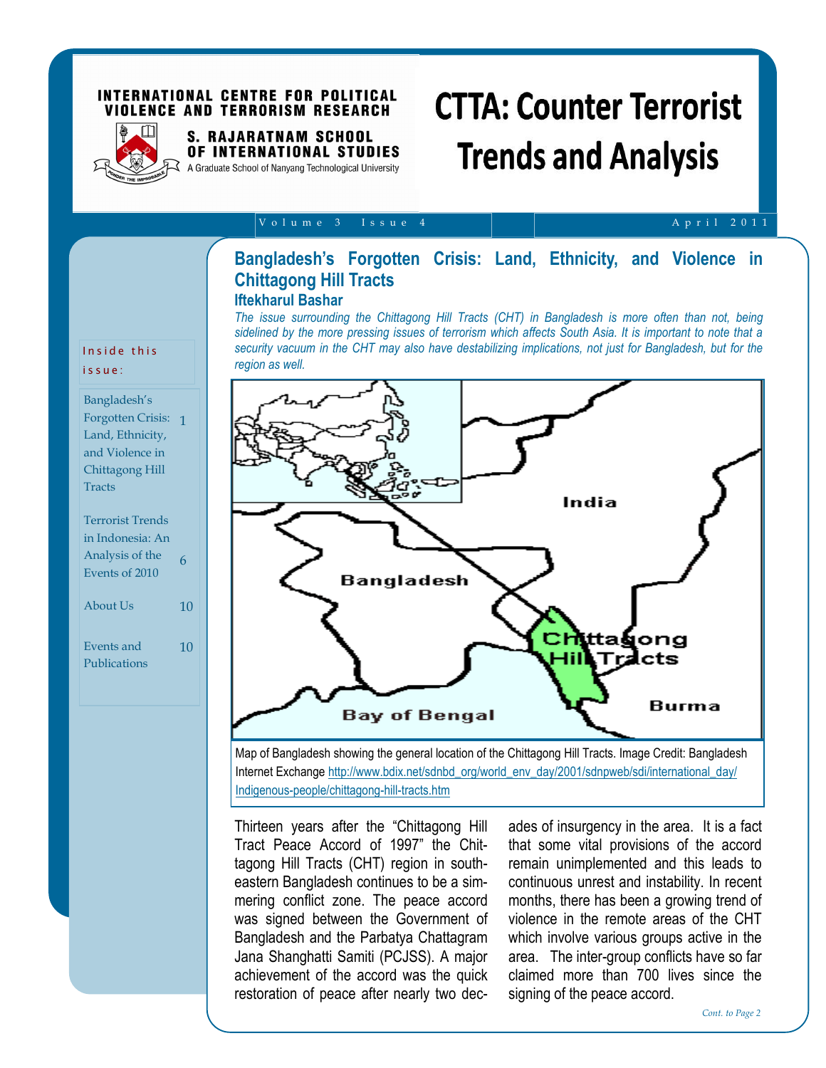INTERNATIONAL CENTRE FOR POLITICAL VIOLENCE AND TERRORISM RESEARCH

S. RAJARATNAM SCHOOL OF INTERNATIONAL STUDIES
A Graduate School of Nanyang Technological University

# CTTA: Counter Terrorist Trends and Analysis

Volume 3 Issue 4 April 2011

**Inside this issue:**

| | |
|---|---|
| Bangladesh's Forgotten Crisis: Land, Ethnicity, and Violence in Chittagong Hill Tracts | 1 |
| Terrorist Trends in Indonesia: An Analysis of the Events of 2010 | 6 |
| About Us | 10 |
| Events and Publications | 10 |

## Bangladesh's Forgotten Crisis: Land, Ethnicity, and Violence in Chittagong Hill Tracts

### Iftekharul Bashar

*The issue surrounding the Chittagong Hill Tracts (CHT) in Bangladesh is more often than not, being sidelined by the more pressing issues of terrorism which affects South Asia. It is important to note that a security vacuum in the CHT may also have destabilizing implications, not just for Bangladesh, but for the region as well.*

Map of Bangladesh showing the general location of the Chittagong Hill Tracts. Image Credit: Bangladesh Internet Exchange http://www.bdix.net/sdnbd_org/world_env_day/2001/sdnpweb/sdi/international_day/Indigenous-people/chittagong-hill-tracts.htm

Thirteen years after the "Chittagong Hill Tract Peace Accord of 1997" the Chittagong Hill Tracts (CHT) region in south-eastern Bangladesh continues to be a simmering conflict zone. The peace accord was signed between the Government of Bangladesh and the Parbatya Chattagram Jana Shanghatti Samiti (PCJSS). A major achievement of the accord was the quick restoration of peace after nearly two decades of insurgency in the area. It is a fact that some vital provisions of the accord remain unimplemented and this leads to continuous unrest and instability. In recent months, there has been a growing trend of violence in the remote areas of the CHT which involve various groups active in the area. The inter-group conflicts have so far claimed more than 700 lives since the signing of the peace accord.

*Cont. to Page 2*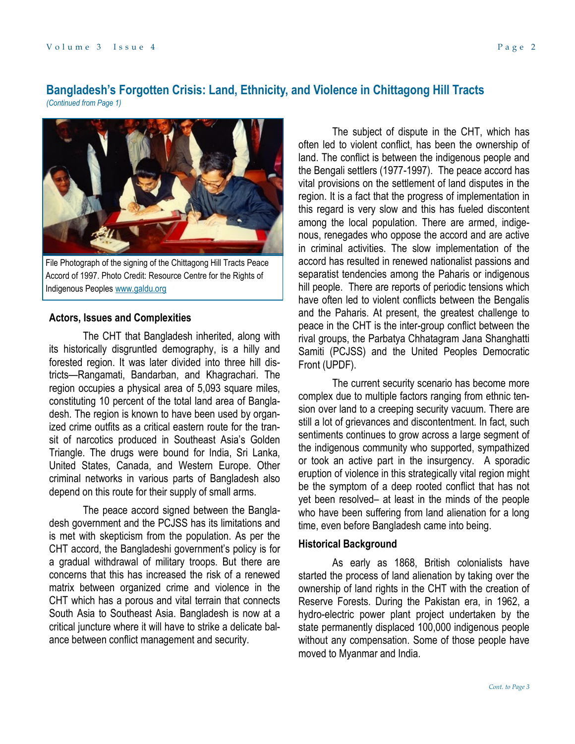## Bangladesh's Forgotten Crisis: Land, Ethnicity, and Violence in Chittagong Hill Tracts

*(Continued from Page 1)*

File Photograph of the signing of the Chittagong Hill Tracts Peace Accord of 1997. Photo Credit: Resource Centre for the Rights of Indigenous Peoples www.galdu.org

### Actors, Issues and Complexities

The CHT that Bangladesh inherited, along with its historically disgruntled demography, is a hilly and forested region. It was later divided into three hill districts—Rangamati, Bandarban, and Khagrachari. The region occupies a physical area of 5,093 square miles, constituting 10 percent of the total land area of Bangladesh. The region is known to have been used by organized crime outfits as a critical eastern route for the transit of narcotics produced in Southeast Asia's Golden Triangle. The drugs were bound for India, Sri Lanka, United States, Canada, and Western Europe. Other criminal networks in various parts of Bangladesh also depend on this route for their supply of small arms.

The peace accord signed between the Bangladesh government and the PCJSS has its limitations and is met with skepticism from the population. As per the CHT accord, the Bangladeshi government's policy is for a gradual withdrawal of military troops. But there are concerns that this has increased the risk of a renewed matrix between organized crime and violence in the CHT which has a porous and vital terrain that connects South Asia to Southeast Asia. Bangladesh is now at a critical juncture where it will have to strike a delicate balance between conflict management and security.

The subject of dispute in the CHT, which has often led to violent conflict, has been the ownership of land. The conflict is between the indigenous people and the Bengali settlers (1977-1997). The peace accord has vital provisions on the settlement of land disputes in the region. It is a fact that the progress of implementation in this regard is very slow and this has fueled discontent among the local population. There are armed, indigenous, renegades who oppose the accord and are active in criminal activities. The slow implementation of the accord has resulted in renewed nationalist passions and separatist tendencies among the Paharis or indigenous hill people. There are reports of periodic tensions which have often led to violent conflicts between the Bengalis and the Paharis. At present, the greatest challenge to peace in the CHT is the inter-group conflict between the rival groups, the Parbatya Chhatagram Jana Shanghatti Samiti (PCJSS) and the United Peoples Democratic Front (UPDF).

The current security scenario has become more complex due to multiple factors ranging from ethnic tension over land to a creeping security vacuum. There are still a lot of grievances and discontentment. In fact, such sentiments continues to grow across a large segment of the indigenous community who supported, sympathized or took an active part in the insurgency. A sporadic eruption of violence in this strategically vital region might be the symptom of a deep rooted conflict that has not yet been resolved– at least in the minds of the people who have been suffering from land alienation for a long time, even before Bangladesh came into being.

### Historical Background

As early as 1868, British colonialists have started the process of land alienation by taking over the ownership of land rights in the CHT with the creation of Reserve Forests. During the Pakistan era, in 1962, a hydro-electric power plant project undertaken by the state permanently displaced 100,000 indigenous people without any compensation. Some of those people have moved to Myanmar and India.

*Cont. to Page 3*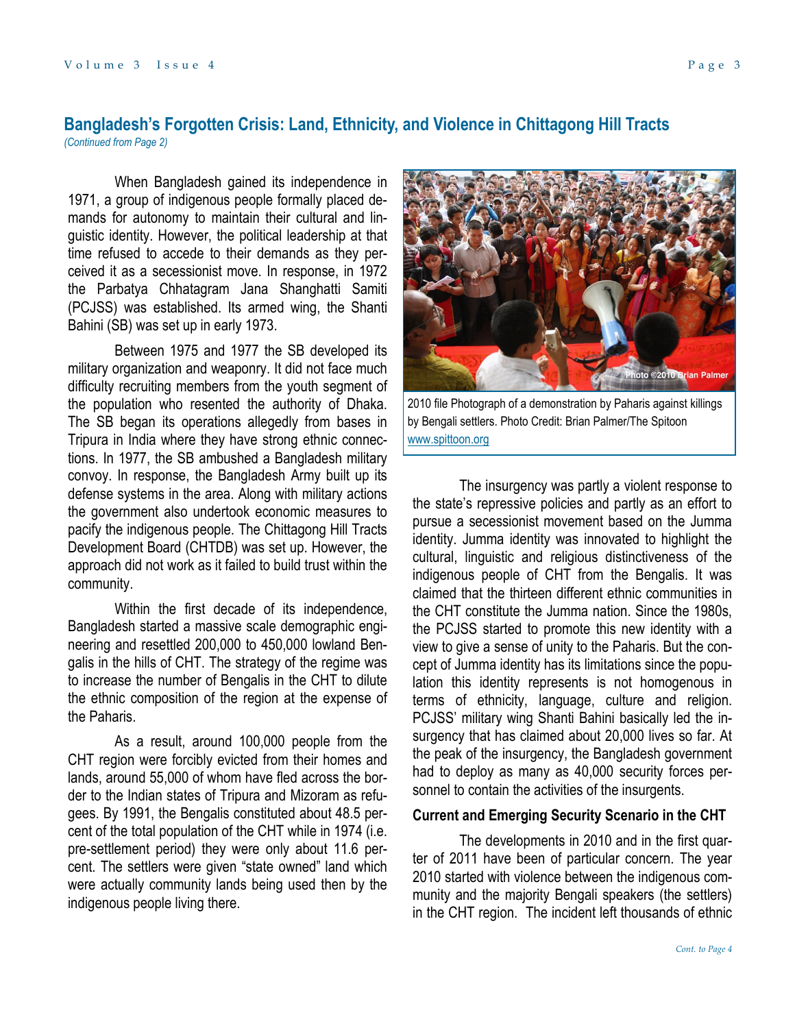## Bangladesh's Forgotten Crisis: Land, Ethnicity, and Violence in Chittagong Hill Tracts

*(Continued from Page 2)*

When Bangladesh gained its independence in 1971, a group of indigenous people formally placed demands for autonomy to maintain their cultural and linguistic identity. However, the political leadership at that time refused to accede to their demands as they perceived it as a secessionist move. In response, in 1972 the Parbatya Chhatagram Jana Shanghatti Samiti (PCJSS) was established. Its armed wing, the Shanti Bahini (SB) was set up in early 1973.

Between 1975 and 1977 the SB developed its military organization and weaponry. It did not face much difficulty recruiting members from the youth segment of the population who resented the authority of Dhaka. The SB began its operations allegedly from bases in Tripura in India where they have strong ethnic connections. In 1977, the SB ambushed a Bangladesh military convoy. In response, the Bangladesh Army built up its defense systems in the area. Along with military actions the government also undertook economic measures to pacify the indigenous people. The Chittagong Hill Tracts Development Board (CHTDB) was set up. However, the approach did not work as it failed to build trust within the community.

Within the first decade of its independence, Bangladesh started a massive scale demographic engineering and resettled 200,000 to 450,000 lowland Bengalis in the hills of CHT. The strategy of the regime was to increase the number of Bengalis in the CHT to dilute the ethnic composition of the region at the expense of the Paharis.

As a result, around 100,000 people from the CHT region were forcibly evicted from their homes and lands, around 55,000 of whom have fled across the border to the Indian states of Tripura and Mizoram as refugees. By 1991, the Bengalis constituted about 48.5 percent of the total population of the CHT while in 1974 (i.e. pre-settlement period) they were only about 11.6 percent. The settlers were given "state owned" land which were actually community lands being used then by the indigenous people living there.

2010 file Photograph of a demonstration by Paharis against killings by Bengali settlers. Photo Credit: Brian Palmer/The Spitoon www.spittoon.org

The insurgency was partly a violent response to the state's repressive policies and partly as an effort to pursue a secessionist movement based on the Jumma identity. Jumma identity was innovated to highlight the cultural, linguistic and religious distinctiveness of the indigenous people of CHT from the Bengalis. It was claimed that the thirteen different ethnic communities in the CHT constitute the Jumma nation. Since the 1980s, the PCJSS started to promote this new identity with a view to give a sense of unity to the Paharis. But the concept of Jumma identity has its limitations since the population this identity represents is not homogenous in terms of ethnicity, language, culture and religion. PCJSS' military wing Shanti Bahini basically led the insurgency that has claimed about 20,000 lives so far. At the peak of the insurgency, the Bangladesh government had to deploy as many as 40,000 security forces personnel to contain the activities of the insurgents.

### Current and Emerging Security Scenario in the CHT

The developments in 2010 and in the first quarter of 2011 have been of particular concern. The year 2010 started with violence between the indigenous community and the majority Bengali speakers (the settlers) in the CHT region. The incident left thousands of ethnic

*Cont. to Page 4*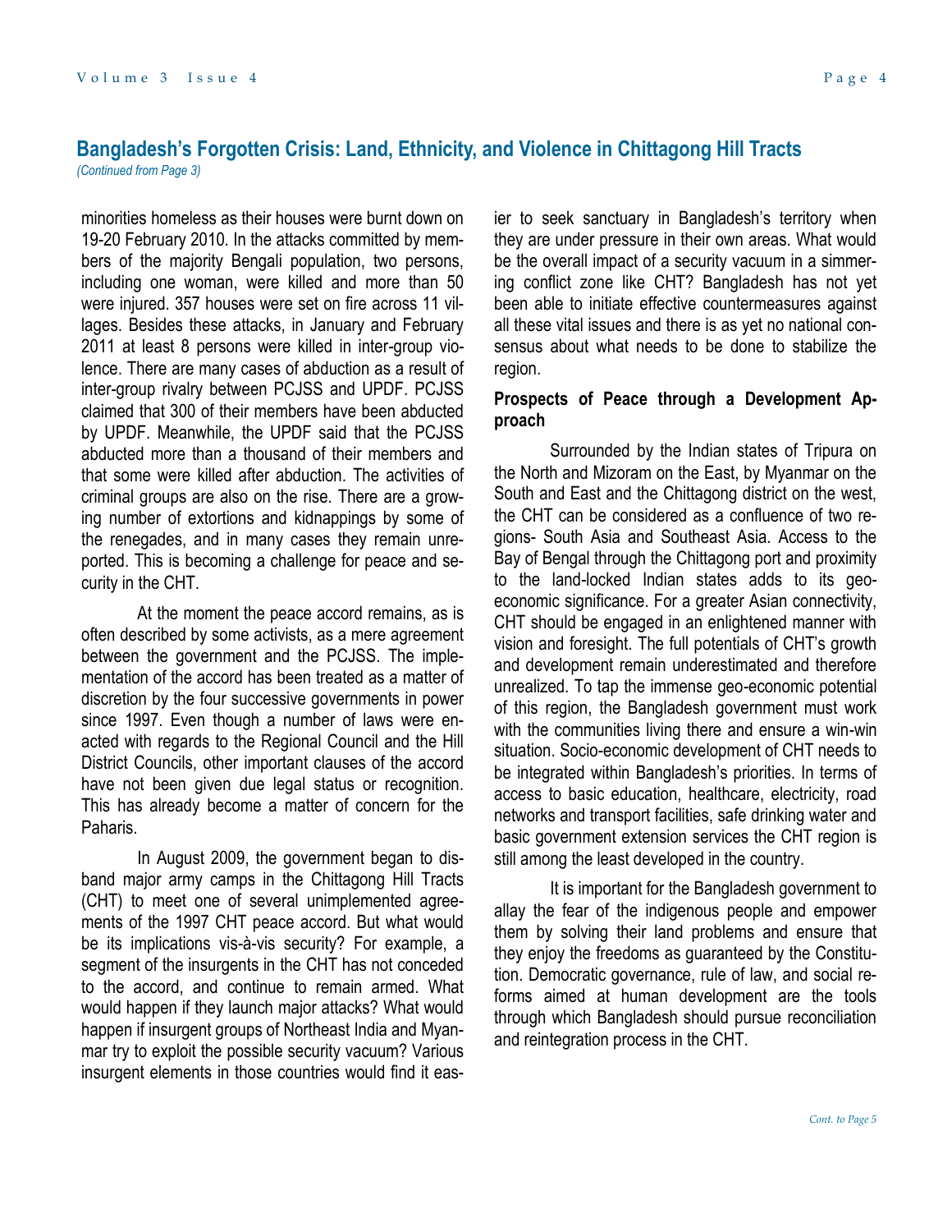## Bangladesh's Forgotten Crisis: Land, Ethnicity, and Violence in Chittagong Hill Tracts

*(Continued from Page 3)*

minorities homeless as their houses were burnt down on 19-20 February 2010. In the attacks committed by members of the majority Bengali population, two persons, including one woman, were killed and more than 50 were injured. 357 houses were set on fire across 11 villages. Besides these attacks, in January and February 2011 at least 8 persons were killed in inter-group violence. There are many cases of abduction as a result of inter-group rivalry between PCJSS and UPDF. PCJSS claimed that 300 of their members have been abducted by UPDF. Meanwhile, the UPDF said that the PCJSS abducted more than a thousand of their members and that some were killed after abduction. The activities of criminal groups are also on the rise. There are a growing number of extortions and kidnappings by some of the renegades, and in many cases they remain unreported. This is becoming a challenge for peace and security in the CHT.

At the moment the peace accord remains, as is often described by some activists, as a mere agreement between the government and the PCJSS. The implementation of the accord has been treated as a matter of discretion by the four successive governments in power since 1997. Even though a number of laws were enacted with regards to the Regional Council and the Hill District Councils, other important clauses of the accord have not been given due legal status or recognition. This has already become a matter of concern for the Paharis.

In August 2009, the government began to disband major army camps in the Chittagong Hill Tracts (CHT) to meet one of several unimplemented agreements of the 1997 CHT peace accord. But what would be its implications vis-à-vis security? For example, a segment of the insurgents in the CHT has not conceded to the accord, and continue to remain armed. What would happen if they launch major attacks? What would happen if insurgent groups of Northeast India and Myanmar try to exploit the possible security vacuum? Various insurgent elements in those countries would find it easier to seek sanctuary in Bangladesh's territory when they are under pressure in their own areas. What would be the overall impact of a security vacuum in a simmering conflict zone like CHT? Bangladesh has not yet been able to initiate effective countermeasures against all these vital issues and there is as yet no national consensus about what needs to be done to stabilize the region.

**Prospects of Peace through a Development Approach**

Surrounded by the Indian states of Tripura on the North and Mizoram on the East, by Myanmar on the South and East and the Chittagong district on the west, the CHT can be considered as a confluence of two regions- South Asia and Southeast Asia. Access to the Bay of Bengal through the Chittagong port and proximity to the land-locked Indian states adds to its geo-economic significance. For a greater Asian connectivity, CHT should be engaged in an enlightened manner with vision and foresight. The full potentials of CHT's growth and development remain underestimated and therefore unrealized. To tap the immense geo-economic potential of this region, the Bangladesh government must work with the communities living there and ensure a win-win situation. Socio-economic development of CHT needs to be integrated within Bangladesh's priorities. In terms of access to basic education, healthcare, electricity, road networks and transport facilities, safe drinking water and basic government extension services the CHT region is still among the least developed in the country.

It is important for the Bangladesh government to allay the fear of the indigenous people and empower them by solving their land problems and ensure that they enjoy the freedoms as guaranteed by the Constitution. Democratic governance, rule of law, and social reforms aimed at human development are the tools through which Bangladesh should pursue reconciliation and reintegration process in the CHT.

*Cont. to Page 5*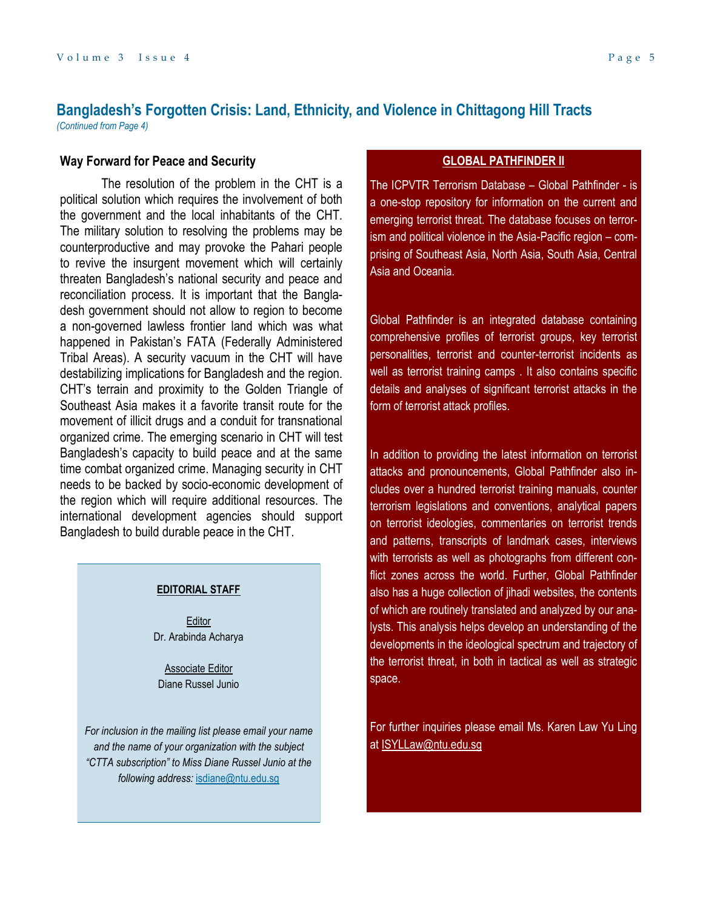## Bangladesh's Forgotten Crisis: Land, Ethnicity, and Violence in Chittagong Hill Tracts

*(Continued from Page 4)*

### Way Forward for Peace and Security

The resolution of the problem in the CHT is a political solution which requires the involvement of both the government and the local inhabitants of the CHT. The military solution to resolving the problems may be counterproductive and may provoke the Pahari people to revive the insurgent movement which will certainly threaten Bangladesh's national security and peace and reconciliation process. It is important that the Bangladesh government should not allow to region to become a non-governed lawless frontier land which was what happened in Pakistan's FATA (Federally Administered Tribal Areas). A security vacuum in the CHT will have destabilizing implications for Bangladesh and the region. CHT's terrain and proximity to the Golden Triangle of Southeast Asia makes it a favorite transit route for the movement of illicit drugs and a conduit for transnational organized crime. The emerging scenario in CHT will test Bangladesh's capacity to build peace and at the same time combat organized crime. Managing security in CHT needs to be backed by socio-economic development of the region which will require additional resources. The international development agencies should support Bangladesh to build durable peace in the CHT.

**EDITORIAL STAFF**

Editor
Dr. Arabinda Acharya

Associate Editor
Diane Russel Junio

*For inclusion in the mailing list please email your name and the name of your organization with the subject "CTTA subscription" to Miss Diane Russel Junio at the following address:* isdiane@ntu.edu.sg

**GLOBAL PATHFINDER II**

The ICPVTR Terrorism Database – Global Pathfinder - is a one-stop repository for information on the current and emerging terrorist threat. The database focuses on terrorism and political violence in the Asia-Pacific region – comprising of Southeast Asia, North Asia, South Asia, Central Asia and Oceania.

Global Pathfinder is an integrated database containing comprehensive profiles of terrorist groups, key terrorist personalities, terrorist and counter-terrorist incidents as well as terrorist training camps . It also contains specific details and analyses of significant terrorist attacks in the form of terrorist attack profiles.

In addition to providing the latest information on terrorist attacks and pronouncements, Global Pathfinder also includes over a hundred terrorist training manuals, counter terrorism legislations and conventions, analytical papers on terrorist ideologies, commentaries on terrorist trends and patterns, transcripts of landmark cases, interviews with terrorists as well as photographs from different conflict zones across the world. Further, Global Pathfinder also has a huge collection of jihadi websites, the contents of which are routinely translated and analyzed by our analysts. This analysis helps develop an understanding of the developments in the ideological spectrum and trajectory of the terrorist threat, in both in tactical as well as strategic space.

For further inquiries please email Ms. Karen Law Yu Ling at ISYLLaw@ntu.edu.sg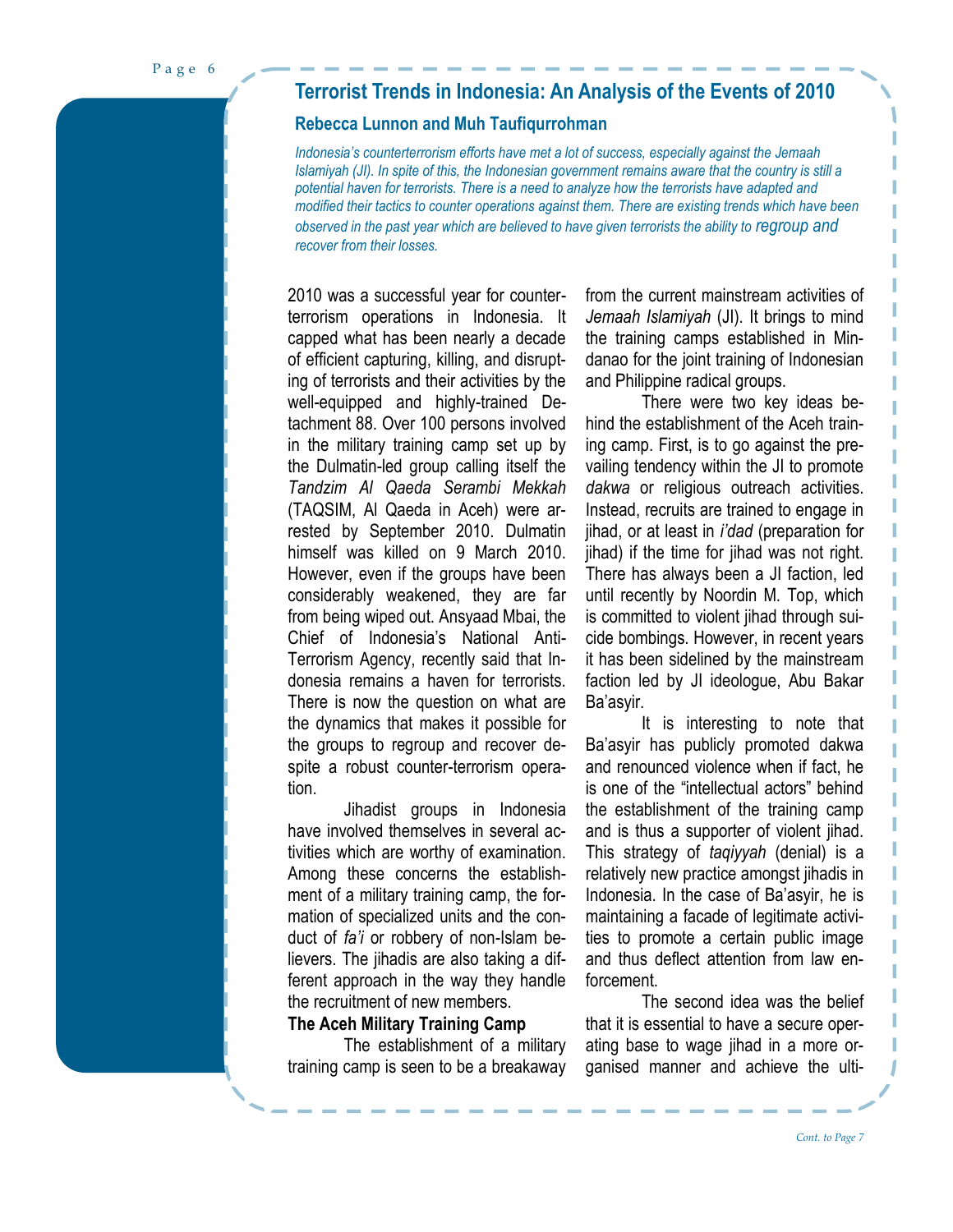# Terrorist Trends in Indonesia: An Analysis of the Events of 2010

### Rebecca Lunnon and Muh Taufiqurrohman

*Indonesia's counterterrorism efforts have met a lot of success, especially against the Jemaah Islamiyah (JI). In spite of this, the Indonesian government remains aware that the country is still a potential haven for terrorists. There is a need to analyze how the terrorists have adapted and modified their tactics to counter operations against them. There are existing trends which have been observed in the past year which are believed to have given terrorists the ability to regroup and recover from their losses.*

2010 was a successful year for counter-terrorism operations in Indonesia. It capped what has been nearly a decade of efficient capturing, killing, and disrupting of terrorists and their activities by the well-equipped and highly-trained Detachment 88. Over 100 persons involved in the military training camp set up by the Dulmatin-led group calling itself the *Tandzim Al Qaeda Serambi Mekkah* (TAQSIM, Al Qaeda in Aceh) were arrested by September 2010. Dulmatin himself was killed on 9 March 2010. However, even if the groups have been considerably weakened, they are far from being wiped out. Ansyaad Mbai, the Chief of Indonesia's National Anti-Terrorism Agency, recently said that Indonesia remains a haven for terrorists. There is now the question on what are the dynamics that makes it possible for the groups to regroup and recover despite a robust counter-terrorism operation.

Jihadist groups in Indonesia have involved themselves in several activities which are worthy of examination. Among these concerns the establishment of a military training camp, the formation of specialized units and the conduct of *fa'i* or robbery of non-Islam believers. The jihadis are also taking a different approach in the way they handle the recruitment of new members.

**The Aceh Military Training Camp**

The establishment of a military training camp is seen to be a breakaway from the current mainstream activities of *Jemaah Islamiyah* (JI). It brings to mind the training camps established in Mindanao for the joint training of Indonesian and Philippine radical groups.

There were two key ideas behind the establishment of the Aceh training camp. First, is to go against the prevailing tendency within the JI to promote *dakwa* or religious outreach activities. Instead, recruits are trained to engage in jihad, or at least in *i'dad* (preparation for jihad) if the time for jihad was not right. There has always been a JI faction, led until recently by Noordin M. Top, which is committed to violent jihad through suicide bombings. However, in recent years it has been sidelined by the mainstream faction led by JI ideologue, Abu Bakar Ba'asyir.

It is interesting to note that Ba'asyir has publicly promoted dakwa and renounced violence when if fact, he is one of the "intellectual actors" behind the establishment of the training camp and is thus a supporter of violent jihad. This strategy of *taqiyyah* (denial) is a relatively new practice amongst jihadis in Indonesia. In the case of Ba'asyir, he is maintaining a facade of legitimate activities to promote a certain public image and thus deflect attention from law enforcement.

The second idea was the belief that it is essential to have a secure operating base to wage jihad in a more organised manner and achieve the ulti-

*Cont. to Page 7*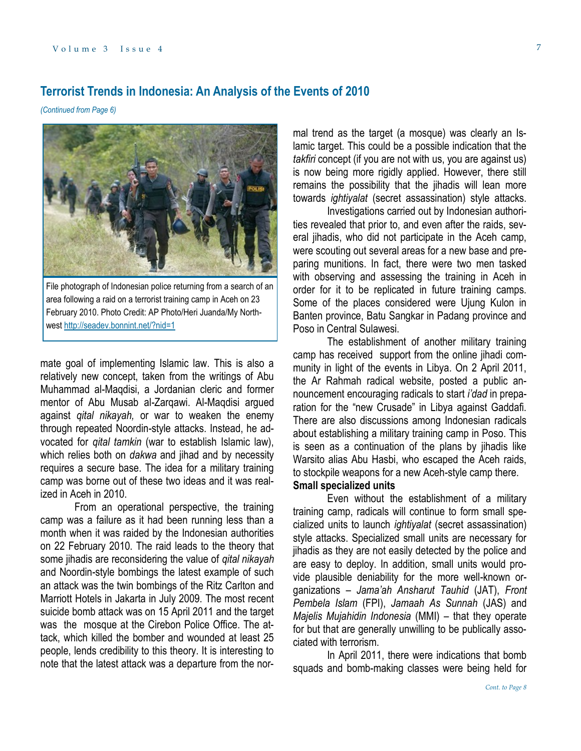## Terrorist Trends in Indonesia: An Analysis of the Events of 2010

*(Continued from Page 6)*

File photograph of Indonesian police returning from a search of an area following a raid on a terrorist training camp in Aceh on 23 February 2010. Photo Credit: AP Photo/Heri Juanda/My Northwest http://seadev.bonnint.net/?nid=1

mate goal of implementing Islamic law. This is also a relatively new concept, taken from the writings of Abu Muhammad al-Maqdisi, a Jordanian cleric and former mentor of Abu Musab al-Zarqawi. Al-Maqdisi argued against *qital nikayah,* or war to weaken the enemy through repeated Noordin-style attacks. Instead, he advocated for *qital tamkin* (war to establish Islamic law), which relies both on *dakwa* and jihad and by necessity requires a secure base. The idea for a military training camp was borne out of these two ideas and it was realized in Aceh in 2010.

From an operational perspective, the training camp was a failure as it had been running less than a month when it was raided by the Indonesian authorities on 22 February 2010. The raid leads to the theory that some jihadis are reconsidering the value of *qital nikayah* and Noordin-style bombings the latest example of such an attack was the twin bombings of the Ritz Carlton and Marriott Hotels in Jakarta in July 2009. The most recent suicide bomb attack was on 15 April 2011 and the target was the mosque at the Cirebon Police Office. The attack, which killed the bomber and wounded at least 25 people, lends credibility to this theory. It is interesting to note that the latest attack was a departure from the normal trend as the target (a mosque) was clearly an Islamic target. This could be a possible indication that the *takfiri* concept (if you are not with us, you are against us) is now being more rigidly applied. However, there still remains the possibility that the jihadis will lean more towards *ightiyalat* (secret assassination) style attacks.

Investigations carried out by Indonesian authorities revealed that prior to, and even after the raids, several jihadis, who did not participate in the Aceh camp, were scouting out several areas for a new base and preparing munitions. In fact, there were two men tasked with observing and assessing the training in Aceh in order for it to be replicated in future training camps. Some of the places considered were Ujung Kulon in Banten province, Batu Sangkar in Padang province and Poso in Central Sulawesi.

The establishment of another military training camp has received support from the online jihadi community in light of the events in Libya. On 2 April 2011, the Ar Rahmah radical website, posted a public announcement encouraging radicals to start *i'dad* in preparation for the "new Crusade" in Libya against Gaddafi. There are also discussions among Indonesian radicals about establishing a military training camp in Poso. This is seen as a continuation of the plans by jihadis like Warsito alias Abu Hasbi, who escaped the Aceh raids, to stockpile weapons for a new Aceh-style camp there.

**Small specialized units**

Even without the establishment of a military training camp, radicals will continue to form small specialized units to launch *ightiyalat* (secret assassination) style attacks. Specialized small units are necessary for jihadis as they are not easily detected by the police and are easy to deploy. In addition, small units would provide plausible deniability for the more well-known organizations – *Jama'ah Ansharut Tauhid* (JAT), *Front Pembela Islam* (FPI), *Jamaah As Sunnah* (JAS) and *Majelis Mujahidin Indonesia* (MMI) – that they operate for but that are generally unwilling to be publically associated with terrorism.

In April 2011, there were indications that bomb squads and bomb-making classes were being held for

*Cont. to Page 8*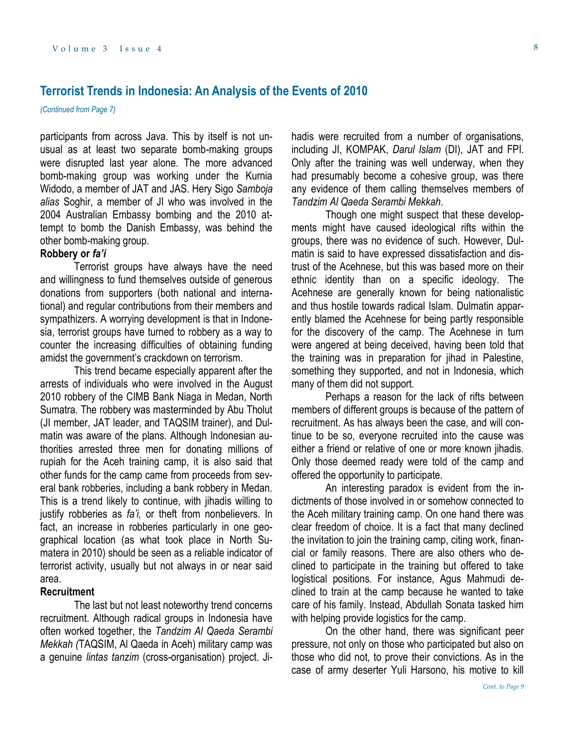## Terrorist Trends in Indonesia: An Analysis of the Events of 2010

*(Continued from Page 7)*

participants from across Java. This by itself is not unusual as at least two separate bomb-making groups were disrupted last year alone. The more advanced bomb-making group was working under the Kurnia Widodo, a member of JAT and JAS. Hery Sigo *Samboja alias* Soghir, a member of JI who was involved in the 2004 Australian Embassy bombing and the 2010 attempt to bomb the Danish Embassy, was behind the other bomb-making group.

**Robbery or *fa'i***

Terrorist groups have always have the need and willingness to fund themselves outside of generous donations from supporters (both national and international) and regular contributions from their members and sympathizers. A worrying development is that in Indonesia, terrorist groups have turned to robbery as a way to counter the increasing difficulties of obtaining funding amidst the government's crackdown on terrorism.

This trend became especially apparent after the arrests of individuals who were involved in the August 2010 robbery of the CIMB Bank Niaga in Medan, North Sumatra. The robbery was masterminded by Abu Tholut (JI member, JAT leader, and TAQSIM trainer), and Dulmatin was aware of the plans. Although Indonesian authorities arrested three men for donating millions of rupiah for the Aceh training camp, it is also said that other funds for the camp came from proceeds from several bank robberies, including a bank robbery in Medan. This is a trend likely to continue, with jihadis willing to justify robberies as *fa'i,* or theft from nonbelievers. In fact, an increase in robberies particularly in one geographical location (as what took place in North Sumatera in 2010) should be seen as a reliable indicator of terrorist activity, usually but not always in or near said area.

**Recruitment**

The last but not least noteworthy trend concerns recruitment. Although radical groups in Indonesia have often worked together, the *Tandzim Al Qaeda Serambi Mekkah (*TAQSIM, Al Qaeda in Aceh) military camp was a genuine *lintas tanzim* (cross-organisation) project. Jihadis were recruited from a number of organisations, including JI, KOMPAK, *Darul Islam* (DI), JAT and FPI. Only after the training was well underway, when they had presumably become a cohesive group, was there any evidence of them calling themselves members of *Tandzim Al Qaeda Serambi Mekkah*.

Though one might suspect that these developments might have caused ideological rifts within the groups, there was no evidence of such. However, Dulmatin is said to have expressed dissatisfaction and distrust of the Acehnese, but this was based more on their ethnic identity than on a specific ideology. The Acehnese are generally known for being nationalistic and thus hostile towards radical Islam. Dulmatin apparently blamed the Acehnese for being partly responsible for the discovery of the camp. The Acehnese in turn were angered at being deceived, having been told that the training was in preparation for jihad in Palestine, something they supported, and not in Indonesia, which many of them did not support.

Perhaps a reason for the lack of rifts between members of different groups is because of the pattern of recruitment. As has always been the case, and will continue to be so, everyone recruited into the cause was either a friend or relative of one or more known jihadis. Only those deemed ready were told of the camp and offered the opportunity to participate.

An interesting paradox is evident from the indictments of those involved in or somehow connected to the Aceh military training camp. On one hand there was clear freedom of choice. It is a fact that many declined the invitation to join the training camp, citing work, financial or family reasons. There are also others who declined to participate in the training but offered to take logistical positions. For instance, Agus Mahmudi declined to train at the camp because he wanted to take care of his family. Instead, Abdullah Sonata tasked him with helping provide logistics for the camp.

On the other hand, there was significant peer pressure, not only on those who participated but also on those who did not, to prove their convictions. As in the case of army deserter Yuli Harsono, his motive to kill

*Cont. to Page 9*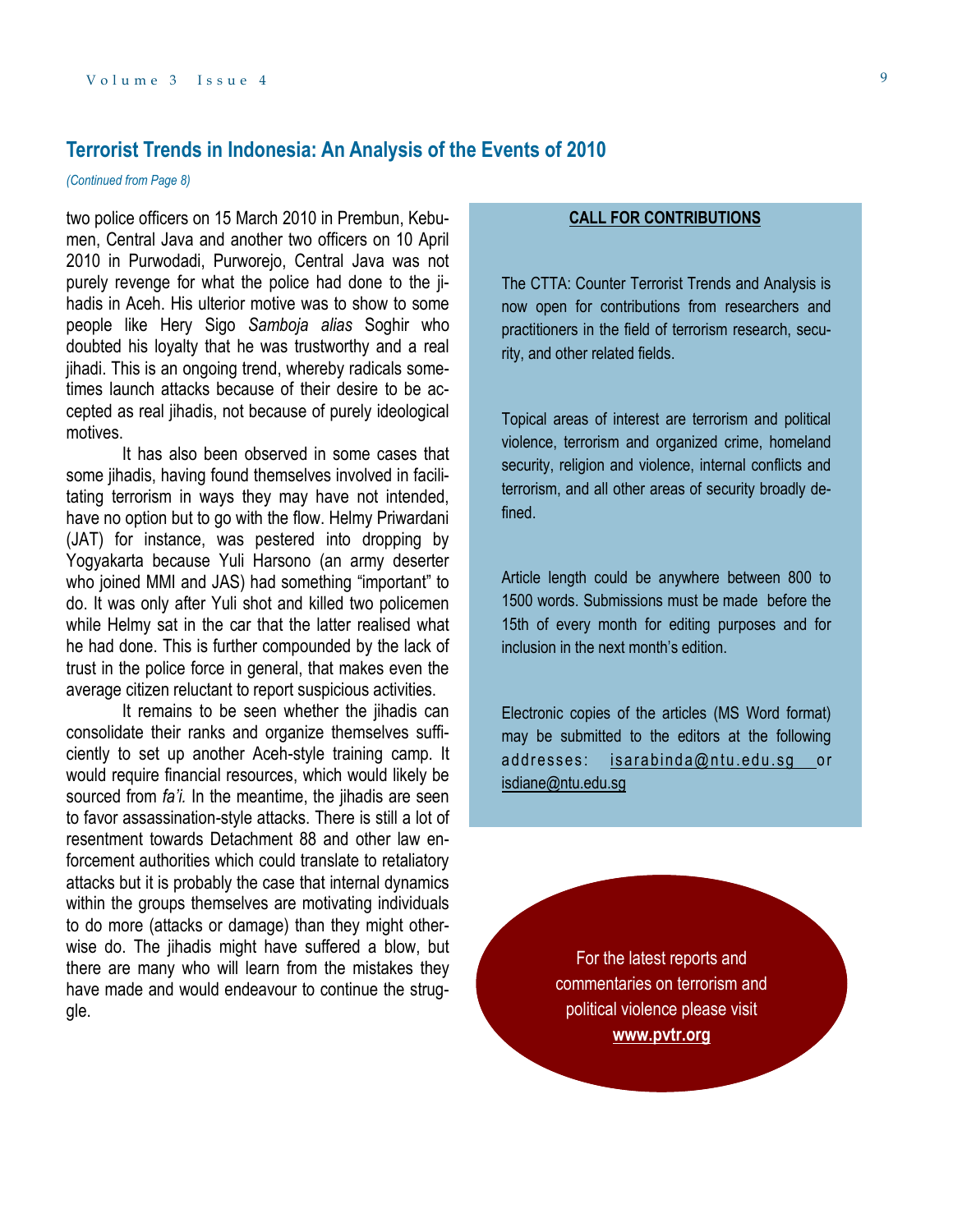## Terrorist Trends in Indonesia: An Analysis of the Events of 2010

*(Continued from Page 8)*

two police officers on 15 March 2010 in Prembun, Kebumen, Central Java and another two officers on 10 April 2010 in Purwodadi, Purworejo, Central Java was not purely revenge for what the police had done to the jihadis in Aceh. His ulterior motive was to show to some people like Hery Sigo *Samboja alias* Soghir who doubted his loyalty that he was trustworthy and a real jihadi. This is an ongoing trend, whereby radicals sometimes launch attacks because of their desire to be accepted as real jihadis, not because of purely ideological motives.

It has also been observed in some cases that some jihadis, having found themselves involved in facilitating terrorism in ways they may have not intended, have no option but to go with the flow. Helmy Priwardani (JAT) for instance, was pestered into dropping by Yogyakarta because Yuli Harsono (an army deserter who joined MMI and JAS) had something "important" to do. It was only after Yuli shot and killed two policemen while Helmy sat in the car that the latter realised what he had done. This is further compounded by the lack of trust in the police force in general, that makes even the average citizen reluctant to report suspicious activities.

It remains to be seen whether the jihadis can consolidate their ranks and organize themselves sufficiently to set up another Aceh-style training camp. It would require financial resources, which would likely be sourced from *fa'i.* In the meantime, the jihadis are seen to favor assassination-style attacks. There is still a lot of resentment towards Detachment 88 and other law enforcement authorities which could translate to retaliatory attacks but it is probably the case that internal dynamics within the groups themselves are motivating individuals to do more (attacks or damage) than they might otherwise do. The jihadis might have suffered a blow, but there are many who will learn from the mistakes they have made and would endeavour to continue the struggle.

**CALL FOR CONTRIBUTIONS**

The CTTA: Counter Terrorist Trends and Analysis is now open for contributions from researchers and practitioners in the field of terrorism research, security, and other related fields.

Topical areas of interest are terrorism and political violence, terrorism and organized crime, homeland security, religion and violence, internal conflicts and terrorism, and all other areas of security broadly defined.

Article length could be anywhere between 800 to 1500 words. Submissions must be made before the 15th of every month for editing purposes and for inclusion in the next month's edition.

Electronic copies of the articles (MS Word format) may be submitted to the editors at the following addresses: isarabinda@ntu.edu.sg or isdiane@ntu.edu.sg

For the latest reports and commentaries on terrorism and political violence please visit **www.pvtr.org**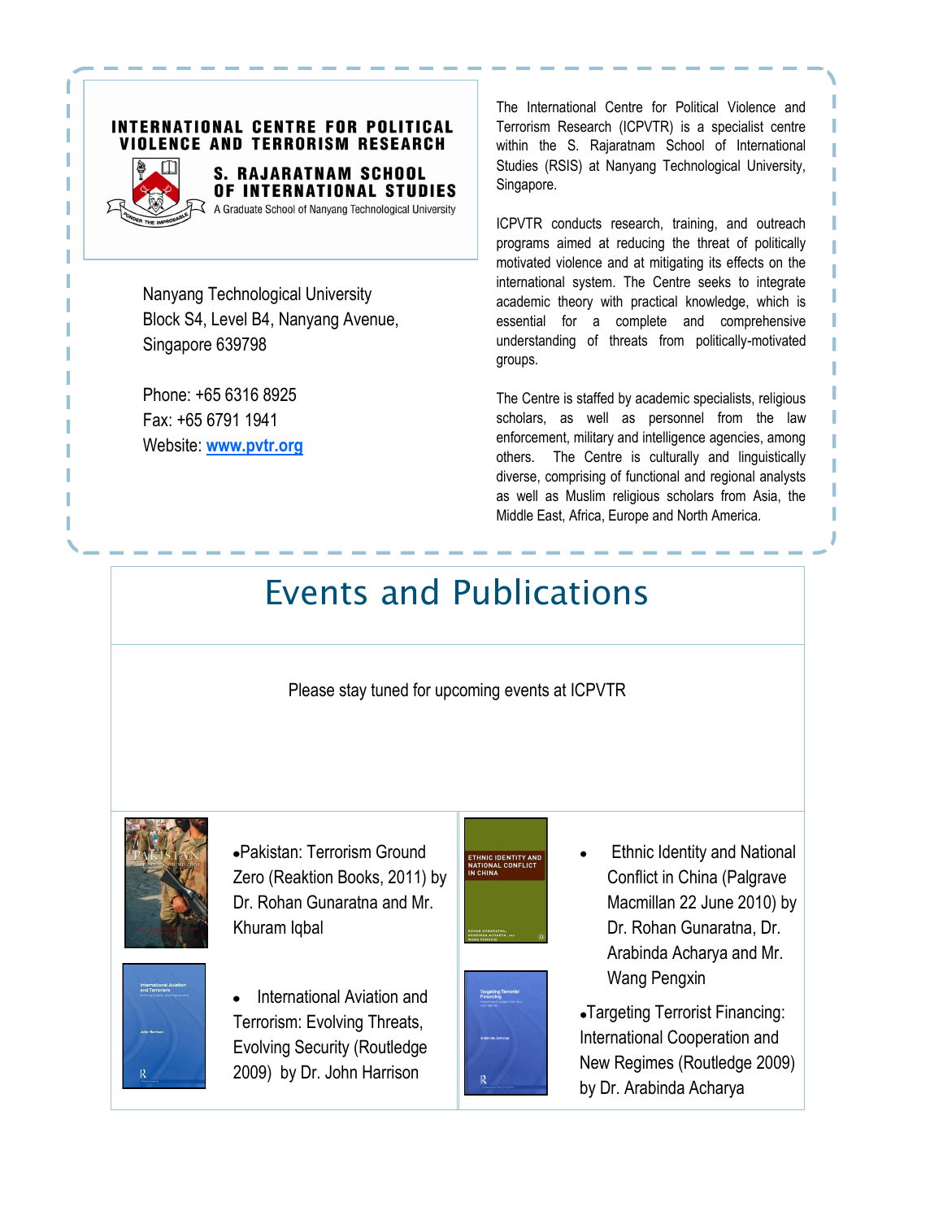INTERNATIONAL CENTRE FOR POLITICAL VIOLENCE AND TERRORISM RESEARCH

S. RAJARATNAM SCHOOL OF INTERNATIONAL STUDIES

A Graduate School of Nanyang Technological University

Nanyang Technological University
Block S4, Level B4, Nanyang Avenue,
Singapore 639798

Phone: +65 6316 8925
Fax: +65 6791 1941
Website: [www.pvtr.org](http://www.pvtr.org)

The International Centre for Political Violence and Terrorism Research (ICPVTR) is a specialist centre within the S. Rajaratnam School of International Studies (RSIS) at Nanyang Technological University, Singapore.

ICPVTR conducts research, training, and outreach programs aimed at reducing the threat of politically motivated violence and at mitigating its effects on the international system. The Centre seeks to integrate academic theory with practical knowledge, which is essential for a complete and comprehensive understanding of threats from politically-motivated groups.

The Centre is staffed by academic specialists, religious scholars, as well as personnel from the law enforcement, military and intelligence agencies, among others. The Centre is culturally and linguistically diverse, comprising of functional and regional analysts as well as Muslim religious scholars from Asia, the Middle East, Africa, Europe and North America.

# Events and Publications

Please stay tuned for upcoming events at ICPVTR

- Pakistan: Terrorism Ground Zero (Reaktion Books, 2011) by Dr. Rohan Gunaratna and Mr. Khuram Iqbal
- International Aviation and Terrorism: Evolving Threats, Evolving Security (Routledge 2009) by Dr. John Harrison
- Ethnic Identity and National Conflict in China (Palgrave Macmillan 22 June 2010) by Dr. Rohan Gunaratna, Dr. Arabinda Acharya and Mr. Wang Pengxin
- Targeting Terrorist Financing: International Cooperation and New Regimes (Routledge 2009) by Dr. Arabinda Acharya